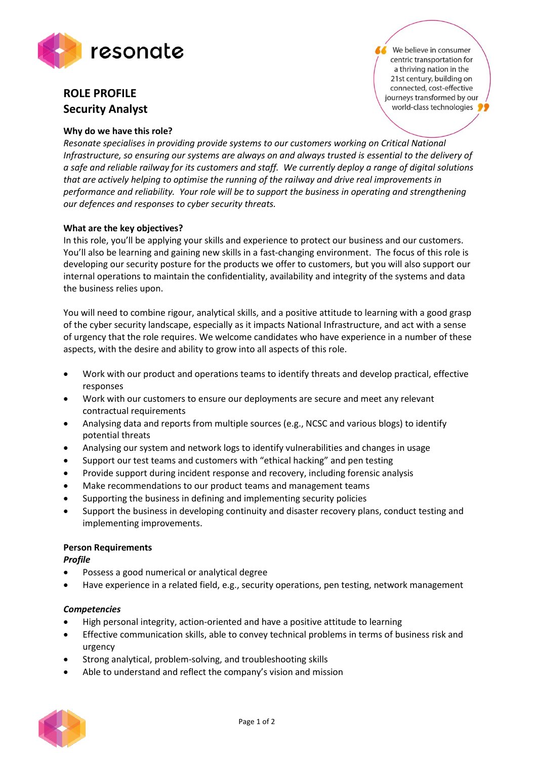resonate

> We believe in consumer centric transportation for a thriving nation in the 21st century, building on connected, cost-effective journeys transformed by our world-class technologies

# ROLE PROFILE
## Security Analyst

### Why do we have this role?

*Resonate specialises in providing provide systems to our customers working on Critical National Infrastructure, so ensuring our systems are always on and always trusted is essential to the delivery of a safe and reliable railway for its customers and staff. We currently deploy a range of digital solutions that are actively helping to optimise the running of the railway and drive real improvements in performance and reliability. Your role will be to support the business in operating and strengthening our defences and responses to cyber security threats.*

### What are the key objectives?

In this role, you'll be applying your skills and experience to protect our business and our customers. You'll also be learning and gaining new skills in a fast-changing environment. The focus of this role is developing our security posture for the products we offer to customers, but you will also support our internal operations to maintain the confidentiality, availability and integrity of the systems and data the business relies upon.

You will need to combine rigour, analytical skills, and a positive attitude to learning with a good grasp of the cyber security landscape, especially as it impacts National Infrastructure, and act with a sense of urgency that the role requires. We welcome candidates who have experience in a number of these aspects, with the desire and ability to grow into all aspects of this role.

- Work with our product and operations teams to identify threats and develop practical, effective responses
- Work with our customers to ensure our deployments are secure and meet any relevant contractual requirements
- Analysing data and reports from multiple sources (e.g., NCSC and various blogs) to identify potential threats
- Analysing our system and network logs to identify vulnerabilities and changes in usage
- Support our test teams and customers with "ethical hacking" and pen testing
- Provide support during incident response and recovery, including forensic analysis
- Make recommendations to our product teams and management teams
- Supporting the business in defining and implementing security policies
- Support the business in developing continuity and disaster recovery plans, conduct testing and implementing improvements.

### Person Requirements

***Profile***

- Possess a good numerical or analytical degree
- Have experience in a related field, e.g., security operations, pen testing, network management

***Competencies***

- High personal integrity, action-oriented and have a positive attitude to learning
- Effective communication skills, able to convey technical problems in terms of business risk and urgency
- Strong analytical, problem-solving, and troubleshooting skills
- Able to understand and reflect the company's vision and mission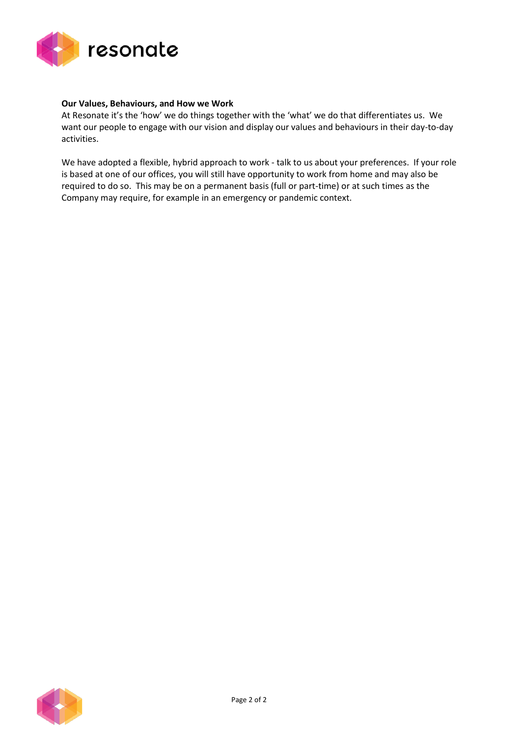**Our Values, Behaviours, and How we Work**

At Resonate it's the 'how' we do things together with the 'what' we do that differentiates us. We want our people to engage with our vision and display our values and behaviours in their day-to-day activities.

We have adopted a flexible, hybrid approach to work - talk to us about your preferences. If your role is based at one of our offices, you will still have opportunity to work from home and may also be required to do so. This may be on a permanent basis (full or part-time) or at such times as the Company may require, for example in an emergency or pandemic context.